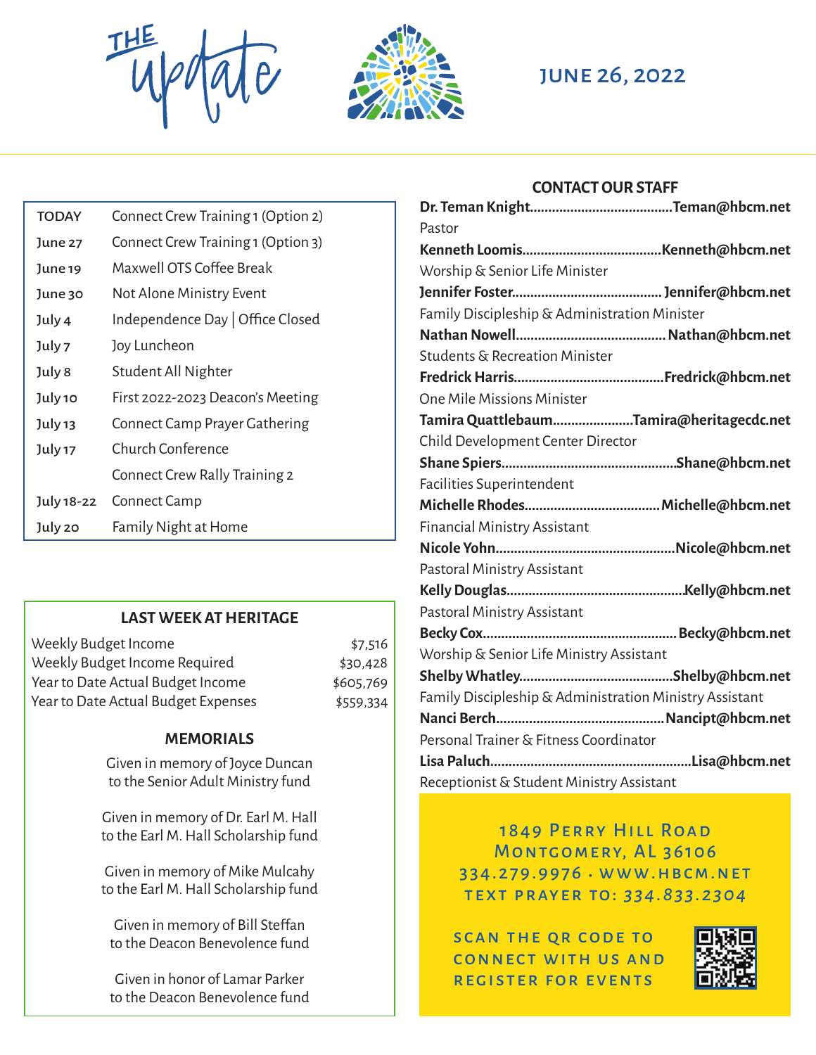# THE update

## JUNE 26, 2022

| | |
|---|---|
| TODAY | Connect Crew Training 1 (Option 2) |
| June 27 | Connect Crew Training 1 (Option 3) |
| June 19 | Maxwell OTS Coffee Break |
| June 30 | Not Alone Ministry Event |
| July 4 | Independence Day \| Office Closed |
| July 7 | Joy Luncheon |
| July 8 | Student All Nighter |
| July 10 | First 2022-2023 Deacon's Meeting |
| July 13 | Connect Camp Prayer Gathering |
| July 17 | Church Conference |
| | Connect Crew Rally Training 2 |
| July 18-22 | Connect Camp |
| July 20 | Family Night at Home |

### LAST WEEK AT HERITAGE

| | |
|---|---|
| Weekly Budget Income | $7,516 |
| Weekly Budget Income Required | $30,428 |
| Year to Date Actual Budget Income | $605,769 |
| Year to Date Actual Budget Expenses | $559,334 |

### MEMORIALS

Given in memory of Joyce Duncan to the Senior Adult Ministry fund

Given in memory of Dr. Earl M. Hall to the Earl M. Hall Scholarship fund

Given in memory of Mike Mulcahy to the Earl M. Hall Scholarship fund

Given in memory of Bill Steffan to the Deacon Benevolence fund

Given in honor of Lamar Parker to the Deacon Benevolence fund

### CONTACT OUR STAFF

**Dr. Teman Knight**......................................**Teman@hbcm.net**
Pastor

**Kenneth Loomis**......................................**Kenneth@hbcm.net**
Worship & Senior Life Minister

**Jennifer Foster**......................................... **Jennifer@hbcm.net**
Family Discipleship & Administration Minister

**Nathan Nowell**......................................... **Nathan@hbcm.net**
Students & Recreation Minister

**Fredrick Harris**.........................................**Fredrick@hbcm.net**
One Mile Missions Minister

**Tamira Quattlebaum**......................**Tamira@heritagecdc.net**
Child Development Center Director

**Shane Spiers**...............................................**Shane@hbcm.net**
Facilities Superintendent

**Michelle Rhodes**....................................**Michelle@hbcm.net**
Financial Ministry Assistant

**Nicole Yohn**.................................................**Nicole@hbcm.net**
Pastoral Ministry Assistant

**Kelly Douglas**................................................**Kelly@hbcm.net**
Pastoral Ministry Assistant

**Becky Cox**.................................................... **Becky@hbcm.net**
Worship & Senior Life Ministry Assistant

**Shelby Whatley**..........................................**Shelby@hbcm.net**
Family Discipleship & Administration Ministry Assistant

**Nanci Berch**.............................................**Nancipt@hbcm.net**
Personal Trainer & Fitness Coordinator

**Lisa Paluch**......................................................**Lisa@hbcm.net**
Receptionist & Student Ministry Assistant

1849 Perry Hill Road
Montgomery, AL 36106
334.279.9976 • WWW.HBCM.NET
TEXT PRAYER TO: 334.833.2304

SCAN THE QR CODE TO CONNECT WITH US AND REGISTER FOR EVENTS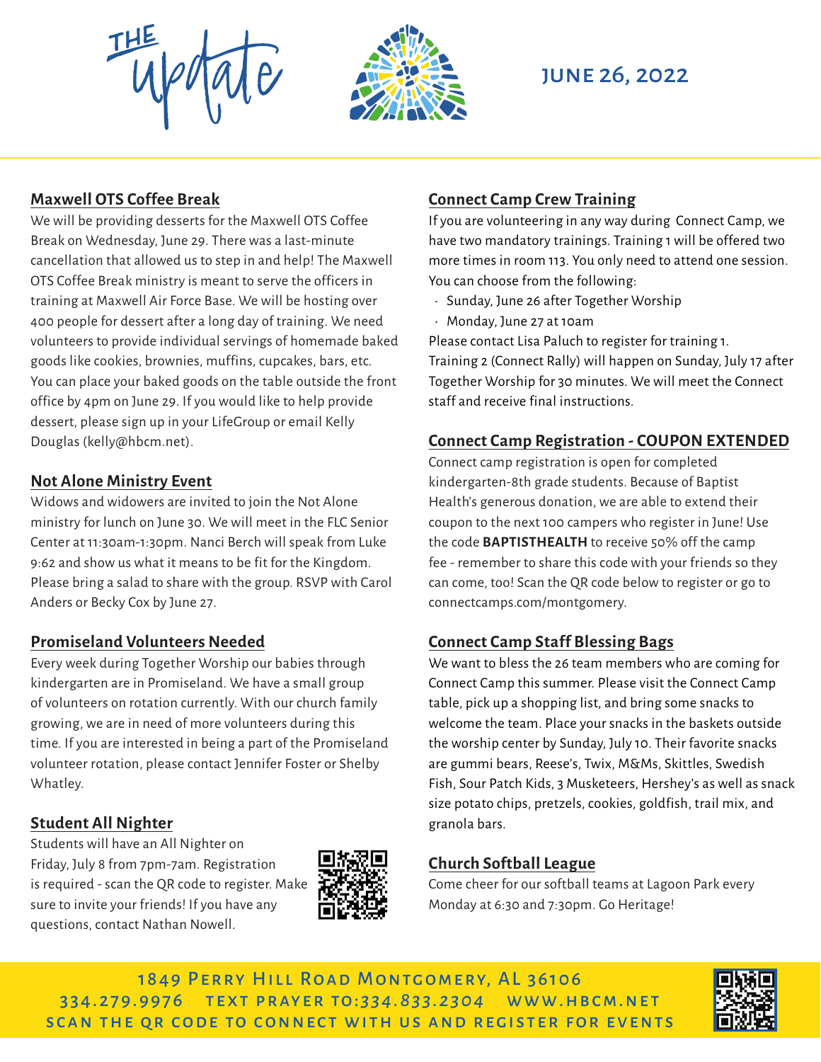# The Update

JUNE 26, 2022

## Maxwell OTS Coffee Break

We will be providing desserts for the Maxwell OTS Coffee Break on Wednesday, June 29. There was a last-minute cancellation that allowed us to step in and help! The Maxwell OTS Coffee Break ministry is meant to serve the officers in training at Maxwell Air Force Base. We will be hosting over 400 people for dessert after a long day of training. We need volunteers to provide individual servings of homemade baked goods like cookies, brownies, muffins, cupcakes, bars, etc. You can place your baked goods on the table outside the front office by 4pm on June 29. If you would like to help provide dessert, please sign up in your LifeGroup or email Kelly Douglas (kelly@hbcm.net).

## Not Alone Ministry Event

Widows and widowers are invited to join the Not Alone ministry for lunch on June 30. We will meet in the FLC Senior Center at 11:30am-1:30pm. Nanci Berch will speak from Luke 9:62 and show us what it means to be fit for the Kingdom. Please bring a salad to share with the group. RSVP with Carol Anders or Becky Cox by June 27.

## Promiseland Volunteers Needed

Every week during Together Worship our babies through kindergarten are in Promiseland. We have a small group of volunteers on rotation currently. With our church family growing, we are in need of more volunteers during this time. If you are interested in being a part of the Promiseland volunteer rotation, please contact Jennifer Foster or Shelby Whatley.

## Student All Nighter

Students will have an All Nighter on Friday, July 8 from 7pm-7am. Registration is required - scan the QR code to register. Make sure to invite your friends! If you have any questions, contact Nathan Nowell.

## Connect Camp Crew Training

If you are volunteering in any way during Connect Camp, we have two mandatory trainings. Training 1 will be offered two more times in room 113. You only need to attend one session. You can choose from the following:

- Sunday, June 26 after Together Worship
- Monday, June 27 at 10am

Please contact Lisa Paluch to register for training 1. Training 2 (Connect Rally) will happen on Sunday, July 17 after Together Worship for 30 minutes. We will meet the Connect staff and receive final instructions.

## Connect Camp Registration - COUPON EXTENDED

Connect camp registration is open for completed kindergarten-8th grade students. Because of Baptist Health's generous donation, we are able to extend their coupon to the next 100 campers who register in June! Use the code **BAPTISTHEALTH** to receive 50% off the camp fee - remember to share this code with your friends so they can come, too! Scan the QR code below to register or go to connectcamps.com/montgomery.

## Connect Camp Staff Blessing Bags

We want to bless the 26 team members who are coming for Connect Camp this summer. Please visit the Connect Camp table, pick up a shopping list, and bring some snacks to welcome the team. Place your snacks in the baskets outside the worship center by Sunday, July 10. Their favorite snacks are gummi bears, Reese's, Twix, M&Ms, Skittles, Swedish Fish, Sour Patch Kids, 3 Musketeers, Hershey's as well as snack size potato chips, pretzels, cookies, goldfish, trail mix, and granola bars.

## Church Softball League

Come cheer for our softball teams at Lagoon Park every Monday at 6:30 and 7:30pm. Go Heritage!

1849 Perry Hill Road Montgomery, AL 36106
334.279.9976 TEXT PRAYER TO:334.833.2304 WWW.HBCM.NET
SCAN THE QR CODE TO CONNECT WITH US AND REGISTER FOR EVENTS